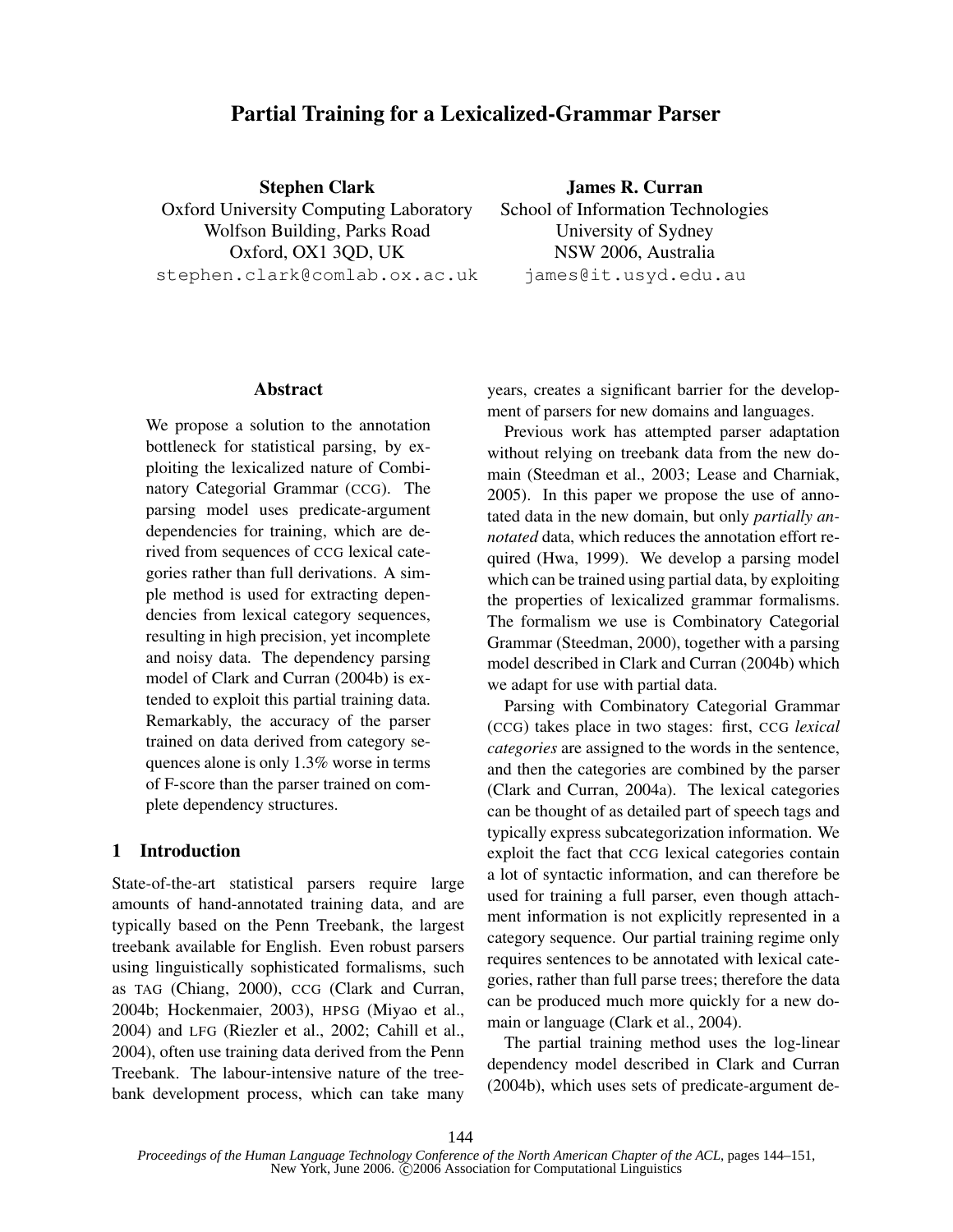# Partial Training for a Lexicalized-Grammar Parser

**Stephen Clark**
Oxford University Computing Laboratory
Wolfson Building, Parks Road
Oxford, OX1 3QD, UK
stephen.clark@comlab.ox.ac.uk

**James R. Curran**
School of Information Technologies
University of Sydney
NSW 2006, Australia
james@it.usyd.edu.au

## Abstract

We propose a solution to the annotation bottleneck for statistical parsing, by exploiting the lexicalized nature of Combinatory Categorial Grammar (CCG). The parsing model uses predicate-argument dependencies for training, which are derived from sequences of CCG lexical categories rather than full derivations. A simple method is used for extracting dependencies from lexical category sequences, resulting in high precision, yet incomplete and noisy data. The dependency parsing model of Clark and Curran (2004b) is extended to exploit this partial training data. Remarkably, the accuracy of the parser trained on data derived from category sequences alone is only 1.3% worse in terms of F-score than the parser trained on complete dependency structures.

## 1 Introduction

State-of-the-art statistical parsers require large amounts of hand-annotated training data, and are typically based on the Penn Treebank, the largest treebank available for English. Even robust parsers using linguistically sophisticated formalisms, such as TAG (Chiang, 2000), CCG (Clark and Curran, 2004b; Hockenmaier, 2003), HPSG (Miyao et al., 2004) and LFG (Riezler et al., 2002; Cahill et al., 2004), often use training data derived from the Penn Treebank. The labour-intensive nature of the treebank development process, which can take many years, creates a significant barrier for the development of parsers for new domains and languages.

Previous work has attempted parser adaptation without relying on treebank data from the new domain (Steedman et al., 2003; Lease and Charniak, 2005). In this paper we propose the use of annotated data in the new domain, but only *partially annotated* data, which reduces the annotation effort required (Hwa, 1999). We develop a parsing model which can be trained using partial data, by exploiting the properties of lexicalized grammar formalisms. The formalism we use is Combinatory Categorial Grammar (Steedman, 2000), together with a parsing model described in Clark and Curran (2004b) which we adapt for use with partial data.

Parsing with Combinatory Categorial Grammar (CCG) takes place in two stages: first, CCG *lexical categories* are assigned to the words in the sentence, and then the categories are combined by the parser (Clark and Curran, 2004a). The lexical categories can be thought of as detailed part of speech tags and typically express subcategorization information. We exploit the fact that CCG lexical categories contain a lot of syntactic information, and can therefore be used for training a full parser, even though attachment information is not explicitly represented in a category sequence. Our partial training regime only requires sentences to be annotated with lexical categories, rather than full parse trees; therefore the data can be produced much more quickly for a new domain or language (Clark et al., 2004).

The partial training method uses the log-linear dependency model described in Clark and Curran (2004b), which uses sets of predicate-argument de-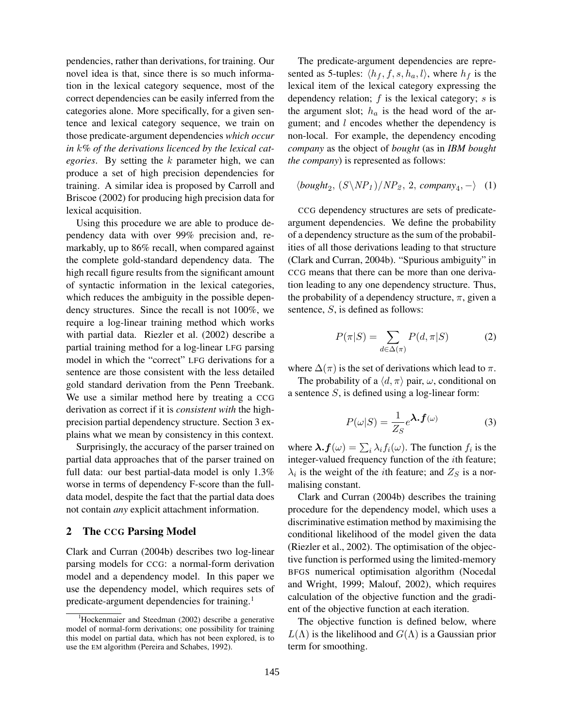pendencies, rather than derivations, for training. Our novel idea is that, since there is so much information in the lexical category sequence, most of the correct dependencies can be easily inferred from the categories alone. More specifically, for a given sentence and lexical category sequence, we train on those predicate-argument dependencies *which occur in $k$% of the derivations licenced by the lexical categories*. By setting the $k$ parameter high, we can produce a set of high precision dependencies for training. A similar idea is proposed by Carroll and Briscoe (2002) for producing high precision data for lexical acquisition.

Using this procedure we are able to produce dependency data with over 99% precision and, remarkably, up to 86% recall, when compared against the complete gold-standard dependency data. The high recall figure results from the significant amount of syntactic information in the lexical categories, which reduces the ambiguity in the possible dependency structures. Since the recall is not 100%, we require a log-linear training method which works with partial data. Riezler et al. (2002) describe a partial training method for a log-linear LFG parsing model in which the "correct" LFG derivations for a sentence are those consistent with the less detailed gold standard derivation from the Penn Treebank. We use a similar method here by treating a CCG derivation as correct if it is *consistent with* the high-precision partial dependency structure. Section 3 explains what we mean by consistency in this context.

Surprisingly, the accuracy of the parser trained on partial data approaches that of the parser trained on full data: our best partial-data model is only 1.3% worse in terms of dependency F-score than the full-data model, despite the fact that the partial data does not contain *any* explicit attachment information.

## 2 The CCG Parsing Model

Clark and Curran (2004b) describes two log-linear parsing models for CCG: a normal-form derivation model and a dependency model. In this paper we use the dependency model, which requires sets of predicate-argument dependencies for training.[1]

[1] Hockenmaier and Steedman (2002) describe a generative model of normal-form derivations; one possibility for training this model on partial data, which has not been explored, is to use the EM algorithm (Pereira and Schabes, 1992).

The predicate-argument dependencies are represented as 5-tuples: $\langle h_f, f, s, h_a, l \rangle$, where $h_f$ is the lexical item of the lexical category expressing the dependency relation; $f$ is the lexical category; $s$ is the argument slot; $h_a$ is the head word of the argument; and $l$ encodes whether the dependency is non-local. For example, the dependency encoding *company* as the object of *bought* (as in *IBM bought the company*) is represented as follows:

$$\langle \textit{bought}_2,\ (S\backslash NP_1)/NP_2,\ 2,\ \textit{company}_4,\ - \rangle \quad (1)$$

CCG dependency structures are sets of predicate-argument dependencies. We define the probability of a dependency structure as the sum of the probabilities of all those derivations leading to that structure (Clark and Curran, 2004b). "Spurious ambiguity" in CCG means that there can be more than one derivation leading to any one dependency structure. Thus, the probability of a dependency structure, $\pi$, given a sentence, $S$, is defined as follows:

$$P(\pi|S) = \sum_{d \in \Delta(\pi)} P(d, \pi|S) \quad (2)$$

where $\Delta(\pi)$ is the set of derivations which lead to $\pi$.

The probability of a $\langle d, \pi \rangle$ pair, $\omega$, conditional on a sentence $S$, is defined using a log-linear form:

$$P(\omega|S) = \frac{1}{Z_S} e^{\boldsymbol{\lambda}.\boldsymbol{f}(\omega)} \quad (3)$$

where $\boldsymbol{\lambda}.\boldsymbol{f}(\omega) = \sum_i \lambda_i f_i(\omega)$. The function $f_i$ is the integer-valued frequency function of the $i$th feature; $\lambda_i$ is the weight of the $i$th feature; and $Z_S$ is a normalising constant.

Clark and Curran (2004b) describes the training procedure for the dependency model, which uses a discriminative estimation method by maximising the conditional likelihood of the model given the data (Riezler et al., 2002). The optimisation of the objective function is performed using the limited-memory BFGS numerical optimisation algorithm (Nocedal and Wright, 1999; Malouf, 2002), which requires calculation of the objective function and the gradient of the objective function at each iteration.

The objective function is defined below, where $L(\Lambda)$ is the likelihood and $G(\Lambda)$ is a Gaussian prior term for smoothing.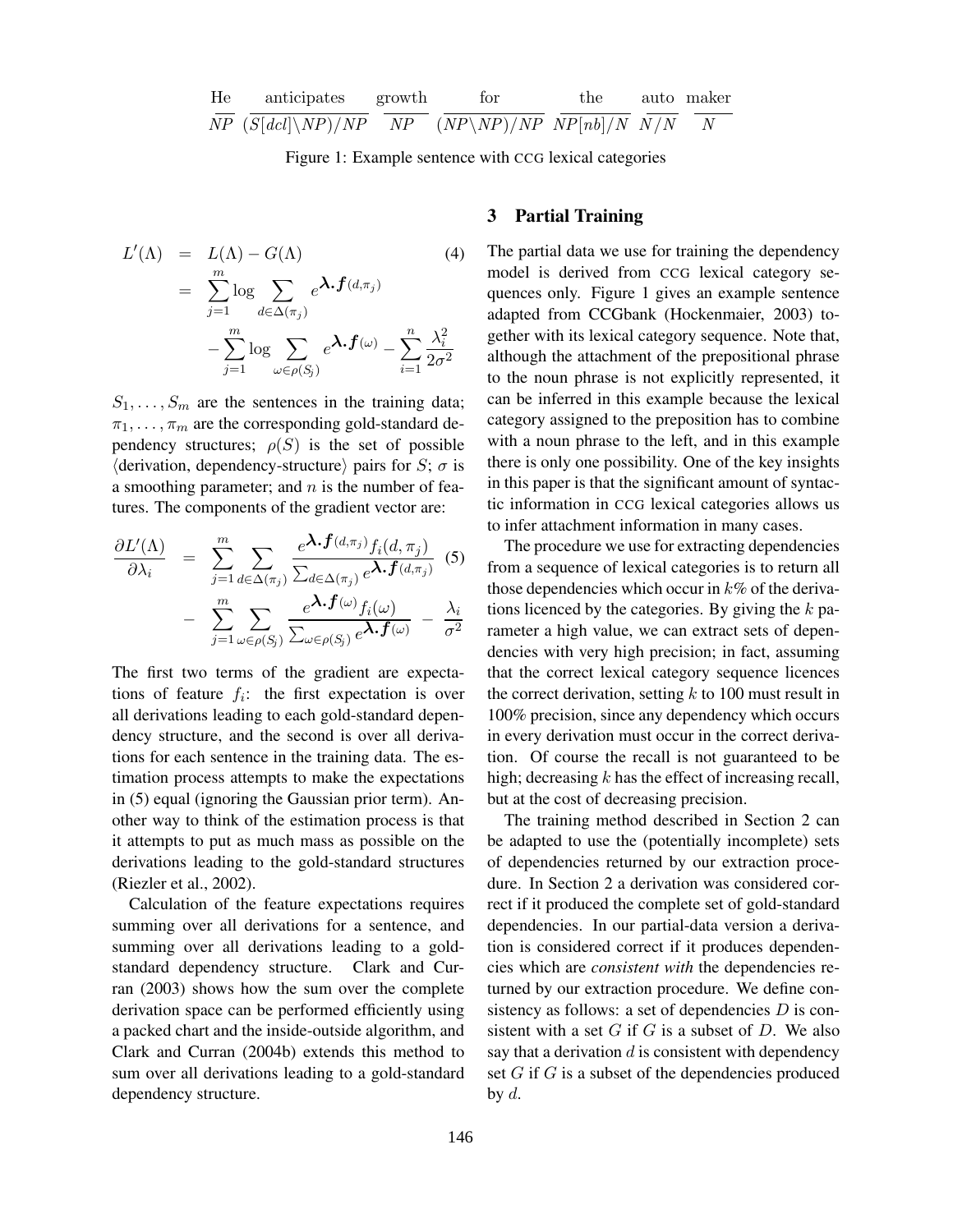| He | anticipates | growth | for | the | auto | maker |
|---|---|---|---|---|---|---|
| $NP$ | $(S[dcl]\backslash NP)/NP$ | $NP$ | $(NP\backslash NP)/NP$ | $NP[nb]/N$ | $N/N$ | $N$ |

Figure 1: Example sentence with CCG lexical categories

$$
\begin{aligned}
L'(\Lambda) &= L(\Lambda) - G(\Lambda) \qquad (4) \\
&= \sum_{j=1}^{m} \log \sum_{d \in \Delta(\pi_j)} e^{\boldsymbol{\lambda}.\boldsymbol{f}(d,\pi_j)} \\
&\quad - \sum_{j=1}^{m} \log \sum_{\omega \in \rho(S_j)} e^{\boldsymbol{\lambda}.\boldsymbol{f}(\omega)} - \sum_{i=1}^{n} \frac{\lambda_i^2}{2\sigma^2}
\end{aligned}
$$

$S_1, \ldots, S_m$ are the sentences in the training data; $\pi_1, \ldots, \pi_m$ are the corresponding gold-standard dependency structures; $\rho(S)$ is the set of possible $\langle$derivation, dependency-structure$\rangle$ pairs for $S$; $\sigma$ is a smoothing parameter; and $n$ is the number of features. The components of the gradient vector are:

$$
\begin{aligned}
\frac{\partial L'(\Lambda)}{\partial \lambda_i} &= \sum_{j=1}^{m} \sum_{d \in \Delta(\pi_j)} \frac{e^{\boldsymbol{\lambda}.\boldsymbol{f}(d,\pi_j)} f_i(d,\pi_j)}{\sum_{d \in \Delta(\pi_j)} e^{\boldsymbol{\lambda}.\boldsymbol{f}(d,\pi_j)}} \qquad (5) \\
&- \sum_{j=1}^{m} \sum_{\omega \in \rho(S_j)} \frac{e^{\boldsymbol{\lambda}.\boldsymbol{f}(\omega)} f_i(\omega)}{\sum_{\omega \in \rho(S_j)} e^{\boldsymbol{\lambda}.\boldsymbol{f}(\omega)}} - \frac{\lambda_i}{\sigma^2}
\end{aligned}
$$

The first two terms of the gradient are expectations of feature $f_i$: the first expectation is over all derivations leading to each gold-standard dependency structure, and the second is over all derivations for each sentence in the training data. The estimation process attempts to make the expectations in (5) equal (ignoring the Gaussian prior term). Another way to think of the estimation process is that it attempts to put as much mass as possible on the derivations leading to the gold-standard structures (Riezler et al., 2002).

Calculation of the feature expectations requires summing over all derivations for a sentence, and summing over all derivations leading to a gold-standard dependency structure. Clark and Curran (2003) shows how the sum over the complete derivation space can be performed efficiently using a packed chart and the inside-outside algorithm, and Clark and Curran (2004b) extends this method to sum over all derivations leading to a gold-standard dependency structure.

## 3 Partial Training

The partial data we use for training the dependency model is derived from CCG lexical category sequences only. Figure 1 gives an example sentence adapted from CCGbank (Hockenmaier, 2003) together with its lexical category sequence. Note that, although the attachment of the prepositional phrase to the noun phrase is not explicitly represented, it can be inferred in this example because the lexical category assigned to the preposition has to combine with a noun phrase to the left, and in this example there is only one possibility. One of the key insights in this paper is that the significant amount of syntactic information in CCG lexical categories allows us to infer attachment information in many cases.

The procedure we use for extracting dependencies from a sequence of lexical categories is to return all those dependencies which occur in $k$% of the derivations licenced by the categories. By giving the $k$ parameter a high value, we can extract sets of dependencies with very high precision; in fact, assuming that the correct lexical category sequence licences the correct derivation, setting $k$ to 100 must result in 100% precision, since any dependency which occurs in every derivation must occur in the correct derivation. Of course the recall is not guaranteed to be high; decreasing $k$ has the effect of increasing recall, but at the cost of decreasing precision.

The training method described in Section 2 can be adapted to use the (potentially incomplete) sets of dependencies returned by our extraction procedure. In Section 2 a derivation was considered correct if it produced the complete set of gold-standard dependencies. In our partial-data version a derivation is considered correct if it produces dependencies which are *consistent with* the dependencies returned by our extraction procedure. We define consistency as follows: a set of dependencies $D$ is consistent with a set $G$ if $G$ is a subset of $D$. We also say that a derivation $d$ is consistent with dependency set $G$ if $G$ is a subset of the dependencies produced by $d$.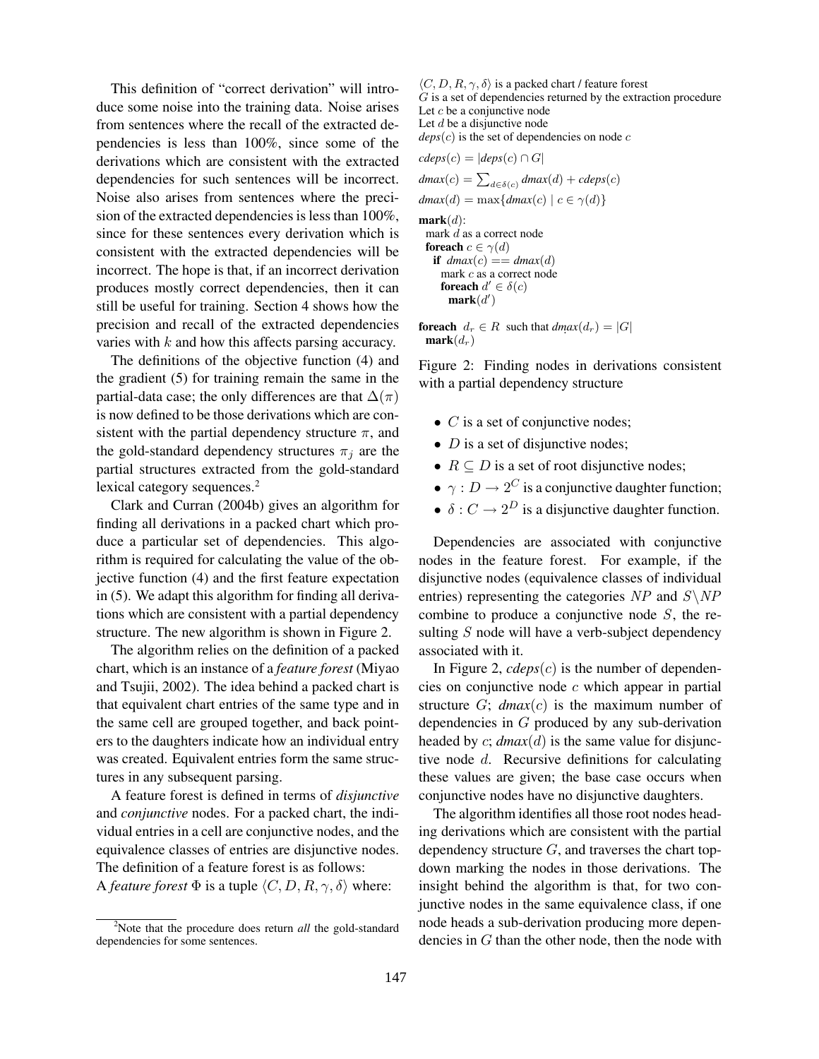This definition of "correct derivation" will introduce some noise into the training data. Noise arises from sentences where the recall of the extracted dependencies is less than 100%, since some of the derivations which are consistent with the extracted dependencies for such sentences will be incorrect. Noise also arises from sentences where the precision of the extracted dependencies is less than 100%, since for these sentences every derivation which is consistent with the extracted dependencies will be incorrect. The hope is that, if an incorrect derivation produces mostly correct dependencies, then it can still be useful for training. Section 4 shows how the precision and recall of the extracted dependencies varies with $k$ and how this affects parsing accuracy.

The definitions of the objective function (4) and the gradient (5) for training remain the same in the partial-data case; the only differences are that $\Delta(\pi)$ is now defined to be those derivations which are consistent with the partial dependency structure $\pi$, and the gold-standard dependency structures $\pi_j$ are the partial structures extracted from the gold-standard lexical category sequences.[2]

Clark and Curran (2004b) gives an algorithm for finding all derivations in a packed chart which produce a particular set of dependencies. This algorithm is required for calculating the value of the objective function (4) and the first feature expectation in (5). We adapt this algorithm for finding all derivations which are consistent with a partial dependency structure. The new algorithm is shown in Figure 2.

The algorithm relies on the definition of a packed chart, which is an instance of a *feature forest* (Miyao and Tsujii, 2002). The idea behind a packed chart is that equivalent chart entries of the same type and in the same cell are grouped together, and back pointers to the daughters indicate how an individual entry was created. Equivalent entries form the same structures in any subsequent parsing.

A feature forest is defined in terms of *disjunctive* and *conjunctive* nodes. For a packed chart, the individual entries in a cell are conjunctive nodes, and the equivalence classes of entries are disjunctive nodes. The definition of a feature forest is as follows:

A *feature forest* $\Phi$ is a tuple $\langle C, D, R, \gamma, \delta \rangle$ where:

[2] Note that the procedure does return *all* the gold-standard dependencies for some sentences.

$\langle C, D, R, \gamma, \delta \rangle$ is a packed chart / feature forest
$G$ is a set of dependencies returned by the extraction procedure
Let $c$ be a conjunctive node
Let $d$ be a disjunctive node
$deps(c)$ is the set of dependencies on node $c$

$cdeps(c) = |deps(c) \cap G|$

$dmax(c) = \sum_{d \in \delta(c)} dmax(d) + cdeps(c)$

$dmax(d) = \max\{dmax(c) \mid c \in \gamma(d)\}$

**mark**($d$):
  mark $d$ as a correct node
  **foreach** $c \in \gamma(d)$
    **if** $dmax(c) == dmax(d)$
      mark $c$ as a correct node
      **foreach** $d' \in \delta(c)$
        **mark**($d'$)

**foreach** $d_r \in R$ such that $dmax(d_r) = |G|$
  **mark**($d_r$)

Figure 2: Finding nodes in derivations consistent with a partial dependency structure

- $C$ is a set of conjunctive nodes;
- $D$ is a set of disjunctive nodes;
- $R \subseteq D$ is a set of root disjunctive nodes;
- $\gamma : D \rightarrow 2^C$ is a conjunctive daughter function;
- $\delta : C \rightarrow 2^D$ is a disjunctive daughter function.

Dependencies are associated with conjunctive nodes in the feature forest. For example, if the disjunctive nodes (equivalence classes of individual entries) representing the categories $NP$ and $S \backslash NP$ combine to produce a conjunctive node $S$, the resulting $S$ node will have a verb-subject dependency associated with it.

In Figure 2, $cdeps(c)$ is the number of dependencies on conjunctive node $c$ which appear in partial structure $G$; $dmax(c)$ is the maximum number of dependencies in $G$ produced by any sub-derivation headed by $c$; $dmax(d)$ is the same value for disjunctive node $d$. Recursive definitions for calculating these values are given; the base case occurs when conjunctive nodes have no disjunctive daughters.

The algorithm identifies all those root nodes heading derivations which are consistent with the partial dependency structure $G$, and traverses the chart top-down marking the nodes in those derivations. The insight behind the algorithm is that, for two conjunctive nodes in the same equivalence class, if one node heads a sub-derivation producing more dependencies in $G$ than the other node, then the node with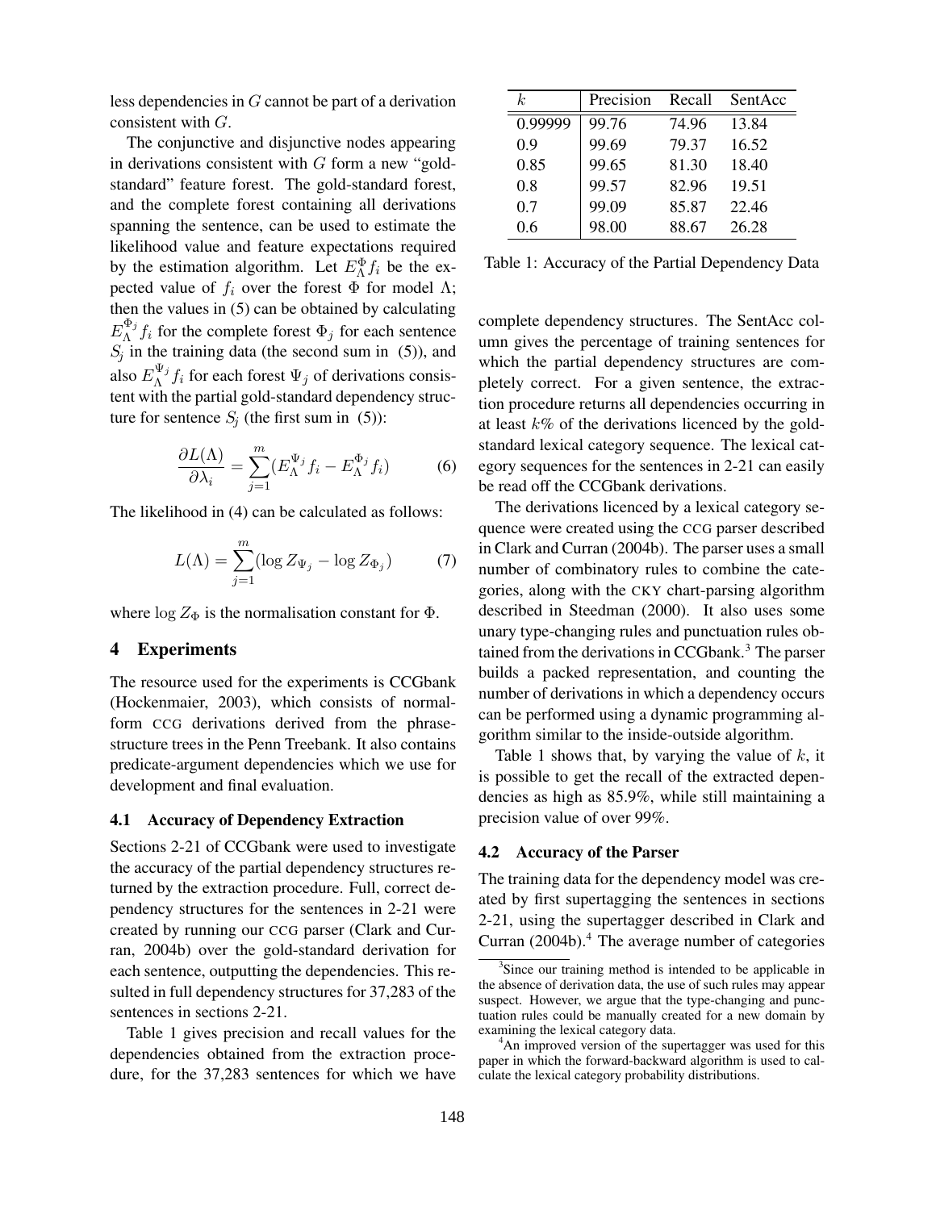less dependencies in $G$ cannot be part of a derivation consistent with $G$.

The conjunctive and disjunctive nodes appearing in derivations consistent with $G$ form a new "gold-standard" feature forest. The gold-standard forest, and the complete forest containing all derivations spanning the sentence, can be used to estimate the likelihood value and feature expectations required by the estimation algorithm. Let $E_\Lambda^\Phi f_i$ be the expected value of $f_i$ over the forest $\Phi$ for model $\Lambda$; then the values in (5) can be obtained by calculating $E_\Lambda^{\Phi_j} f_i$ for the complete forest $\Phi_j$ for each sentence $S_j$ in the training data (the second sum in (5)), and also $E_\Lambda^{\Psi_j} f_i$ for each forest $\Psi_j$ of derivations consistent with the partial gold-standard dependency structure for sentence $S_j$ (the first sum in (5)):

$$\frac{\partial L(\Lambda)}{\partial \lambda_i} = \sum_{j=1}^{m} (E_\Lambda^{\Psi_j} f_i - E_\Lambda^{\Phi_j} f_i) \tag{6}$$

The likelihood in (4) can be calculated as follows:

$$L(\Lambda) = \sum_{j=1}^{m} (\log Z_{\Psi_j} - \log Z_{\Phi_j}) \tag{7}$$

where $\log Z_\Phi$ is the normalisation constant for $\Phi$.

## 4 Experiments

The resource used for the experiments is CCGbank (Hockenmaier, 2003), which consists of normal-form CCG derivations derived from the phrase-structure trees in the Penn Treebank. It also contains predicate-argument dependencies which we use for development and final evaluation.

### 4.1 Accuracy of Dependency Extraction

Sections 2-21 of CCGbank were used to investigate the accuracy of the partial dependency structures returned by the extraction procedure. Full, correct dependency structures for the sentences in 2-21 were created by running our CCG parser (Clark and Curran, 2004b) over the gold-standard derivation for each sentence, outputting the dependencies. This resulted in full dependency structures for 37,283 of the sentences in sections 2-21.

Table 1 gives precision and recall values for the dependencies obtained from the extraction procedure, for the 37,283 sentences for which we have complete dependency structures. The SentAcc column gives the percentage of training sentences for which the partial dependency structures are completely correct. For a given sentence, the extraction procedure returns all dependencies occurring in at least $k$% of the derivations licenced by the gold-standard lexical category sequence. The lexical category sequences for the sentences in 2-21 can easily be read off the CCGbank derivations.

| $k$ | Precision | Recall | SentAcc |
|---|---|---|---|
| 0.99999 | 99.76 | 74.96 | 13.84 |
| 0.9 | 99.69 | 79.37 | 16.52 |
| 0.85 | 99.65 | 81.30 | 18.40 |
| 0.8 | 99.57 | 82.96 | 19.51 |
| 0.7 | 99.09 | 85.87 | 22.46 |
| 0.6 | 98.00 | 88.67 | 26.28 |

Table 1: Accuracy of the Partial Dependency Data

The derivations licenced by a lexical category sequence were created using the CCG parser described in Clark and Curran (2004b). The parser uses a small number of combinatory rules to combine the categories, along with the CKY chart-parsing algorithm described in Steedman (2000). It also uses some unary type-changing rules and punctuation rules obtained from the derivations in CCGbank.[3] The parser builds a packed representation, and counting the number of derivations in which a dependency occurs can be performed using a dynamic programming algorithm similar to the inside-outside algorithm.

Table 1 shows that, by varying the value of $k$, it is possible to get the recall of the extracted dependencies as high as 85.9%, while still maintaining a precision value of over 99%.

### 4.2 Accuracy of the Parser

The training data for the dependency model was created by first supertagging the sentences in sections 2-21, using the supertagger described in Clark and Curran (2004b).[4] The average number of categories

[3] Since our training method is intended to be applicable in the absence of derivation data, the use of such rules may appear suspect. However, we argue that the type-changing and punctuation rules could be manually created for a new domain by examining the lexical category data.

[4] An improved version of the supertagger was used for this paper in which the forward-backward algorithm is used to calculate the lexical category probability distributions.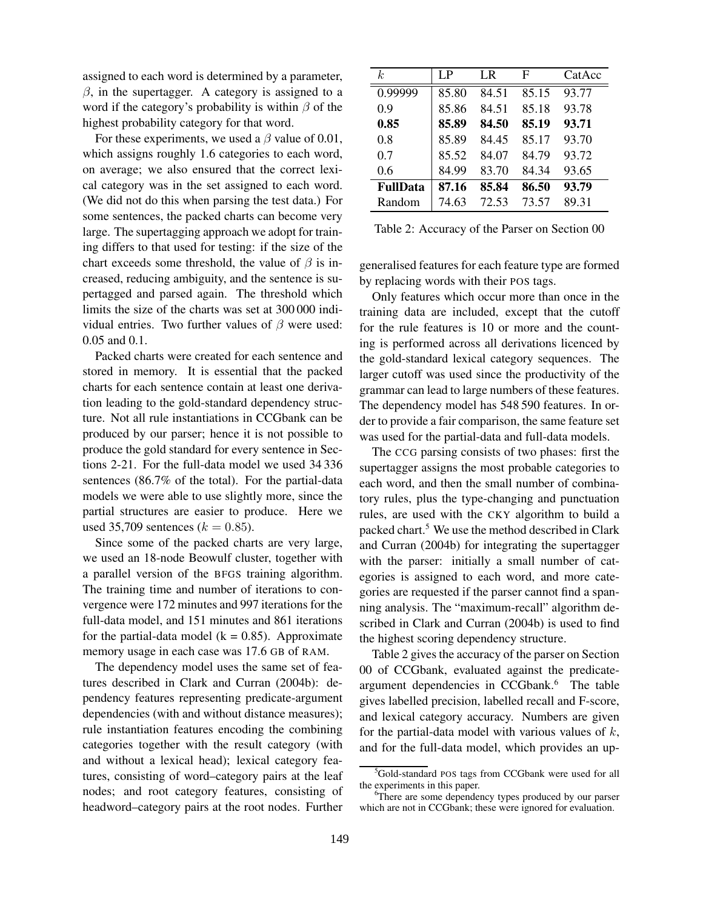assigned to each word is determined by a parameter, $\beta$, in the supertagger. A category is assigned to a word if the category's probability is within $\beta$ of the highest probability category for that word.

For these experiments, we used a $\beta$ value of 0.01, which assigns roughly 1.6 categories to each word, on average; we also ensured that the correct lexical category was in the set assigned to each word. (We did not do this when parsing the test data.) For some sentences, the packed charts can become very large. The supertagging approach we adopt for training differs to that used for testing: if the size of the chart exceeds some threshold, the value of $\beta$ is increased, reducing ambiguity, and the sentence is supertagged and parsed again. The threshold which limits the size of the charts was set at 300 000 individual entries. Two further values of $\beta$ were used: 0.05 and 0.1.

Packed charts were created for each sentence and stored in memory. It is essential that the packed charts for each sentence contain at least one derivation leading to the gold-standard dependency structure. Not all rule instantiations in CCGbank can be produced by our parser; hence it is not possible to produce the gold standard for every sentence in Sections 2-21. For the full-data model we used 34 336 sentences (86.7% of the total). For the partial-data models we were able to use slightly more, since the partial structures are easier to produce. Here we used 35,709 sentences ($k = 0.85$).

Since some of the packed charts are very large, we used an 18-node Beowulf cluster, together with a parallel version of the BFGS training algorithm. The training time and number of iterations to convergence were 172 minutes and 997 iterations for the full-data model, and 151 minutes and 861 iterations for the partial-data model (k = 0.85). Approximate memory usage in each case was 17.6 GB of RAM.

The dependency model uses the same set of features described in Clark and Curran (2004b): dependency features representing predicate-argument dependencies (with and without distance measures); rule instantiation features encoding the combining categories together with the result category (with and without a lexical head); lexical category features, consisting of word–category pairs at the leaf nodes; and root category features, consisting of headword–category pairs at the root nodes. Further generalised features for each feature type are formed by replacing words with their POS tags.

| $k$ | LP | LR | F | CatAcc |
|---|---|---|---|---|
| 0.99999 | 85.80 | 84.51 | 85.15 | 93.77 |
| 0.9 | 85.86 | 84.51 | 85.18 | 93.78 |
| **0.85** | **85.89** | **84.50** | **85.19** | **93.71** |
| 0.8 | 85.89 | 84.45 | 85.17 | 93.70 |
| 0.7 | 85.52 | 84.07 | 84.79 | 93.72 |
| 0.6 | 84.99 | 83.70 | 84.34 | 93.65 |
| **FullData** | **87.16** | **85.84** | **86.50** | **93.79** |
| Random | 74.63 | 72.53 | 73.57 | 89.31 |

Table 2: Accuracy of the Parser on Section 00

Only features which occur more than once in the training data are included, except that the cutoff for the rule features is 10 or more and the counting is performed across all derivations licenced by the gold-standard lexical category sequences. The larger cutoff was used since the productivity of the grammar can lead to large numbers of these features. The dependency model has 548 590 features. In order to provide a fair comparison, the same feature set was used for the partial-data and full-data models.

The CCG parsing consists of two phases: first the supertagger assigns the most probable categories to each word, and then the small number of combinatory rules, plus the type-changing and punctuation rules, are used with the CKY algorithm to build a packed chart.[5] We use the method described in Clark and Curran (2004b) for integrating the supertagger with the parser: initially a small number of categories is assigned to each word, and more categories are requested if the parser cannot find a spanning analysis. The "maximum-recall" algorithm described in Clark and Curran (2004b) is used to find the highest scoring dependency structure.

Table 2 gives the accuracy of the parser on Section 00 of CCGbank, evaluated against the predicate-argument dependencies in CCGbank.[6] The table gives labelled precision, labelled recall and F-score, and lexical category accuracy. Numbers are given for the partial-data model with various values of $k$, and for the full-data model, which provides an up-

[5] Gold-standard POS tags from CCGbank were used for all the experiments in this paper.

[6] There are some dependency types produced by our parser which are not in CCGbank; these were ignored for evaluation.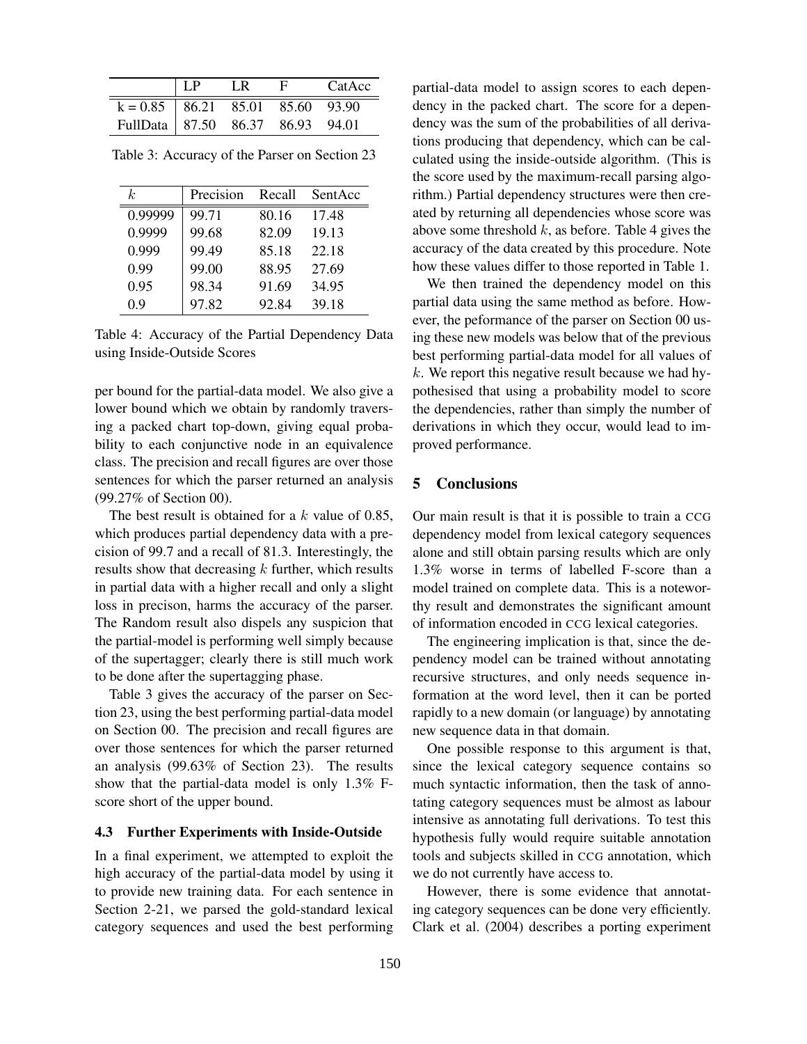|  | LP | LR | F | CatAcc |
|---|---|---|---|---|
| k = 0.85 | 86.21 | 85.01 | 85.60 | 93.90 |
| FullData | 87.50 | 86.37 | 86.93 | 94.01 |

Table 3: Accuracy of the Parser on Section 23

| $k$ | Precision | Recall | SentAcc |
|---|---|---|---|
| 0.99999 | 99.71 | 80.16 | 17.48 |
| 0.9999 | 99.68 | 82.09 | 19.13 |
| 0.999 | 99.49 | 85.18 | 22.18 |
| 0.99 | 99.00 | 88.95 | 27.69 |
| 0.95 | 98.34 | 91.69 | 34.95 |
| 0.9 | 97.82 | 92.84 | 39.18 |

Table 4: Accuracy of the Partial Dependency Data using Inside-Outside Scores

per bound for the partial-data model. We also give a lower bound which we obtain by randomly traversing a packed chart top-down, giving equal probability to each conjunctive node in an equivalence class. The precision and recall figures are over those sentences for which the parser returned an analysis (99.27% of Section 00).

The best result is obtained for a $k$ value of 0.85, which produces partial dependency data with a precision of 99.7 and a recall of 81.3. Interestingly, the results show that decreasing $k$ further, which results in partial data with a higher recall and only a slight loss in precison, harms the accuracy of the parser. The Random result also dispels any suspicion that the partial-model is performing well simply because of the supertagger; clearly there is still much work to be done after the supertagging phase.

Table 3 gives the accuracy of the parser on Section 23, using the best performing partial-data model on Section 00. The precision and recall figures are over those sentences for which the parser returned an analysis (99.63% of Section 23). The results show that the partial-data model is only 1.3% F-score short of the upper bound.

### 4.3 Further Experiments with Inside-Outside

In a final experiment, we attempted to exploit the high accuracy of the partial-data model by using it to provide new training data. For each sentence in Section 2-21, we parsed the gold-standard lexical category sequences and used the best performing partial-data model to assign scores to each dependency in the packed chart. The score for a dependency was the sum of the probabilities of all derivations producing that dependency, which can be calculated using the inside-outside algorithm. (This is the score used by the maximum-recall parsing algorithm.) Partial dependency structures were then created by returning all dependencies whose score was above some threshold $k$, as before. Table 4 gives the accuracy of the data created by this procedure. Note how these values differ to those reported in Table 1.

We then trained the dependency model on this partial data using the same method as before. However, the peformance of the parser on Section 00 using these new models was below that of the previous best performing partial-data model for all values of $k$. We report this negative result because we had hypothesised that using a probability model to score the dependencies, rather than simply the number of derivations in which they occur, would lead to improved performance.

## 5 Conclusions

Our main result is that it is possible to train a CCG dependency model from lexical category sequences alone and still obtain parsing results which are only 1.3% worse in terms of labelled F-score than a model trained on complete data. This is a noteworthy result and demonstrates the significant amount of information encoded in CCG lexical categories.

The engineering implication is that, since the dependency model can be trained without annotating recursive structures, and only needs sequence information at the word level, then it can be ported rapidly to a new domain (or language) by annotating new sequence data in that domain.

One possible response to this argument is that, since the lexical category sequence contains so much syntactic information, then the task of annotating category sequences must be almost as labour intensive as annotating full derivations. To test this hypothesis fully would require suitable annotation tools and subjects skilled in CCG annotation, which we do not currently have access to.

However, there is some evidence that annotating category sequences can be done very efficiently. Clark et al. (2004) describes a porting experiment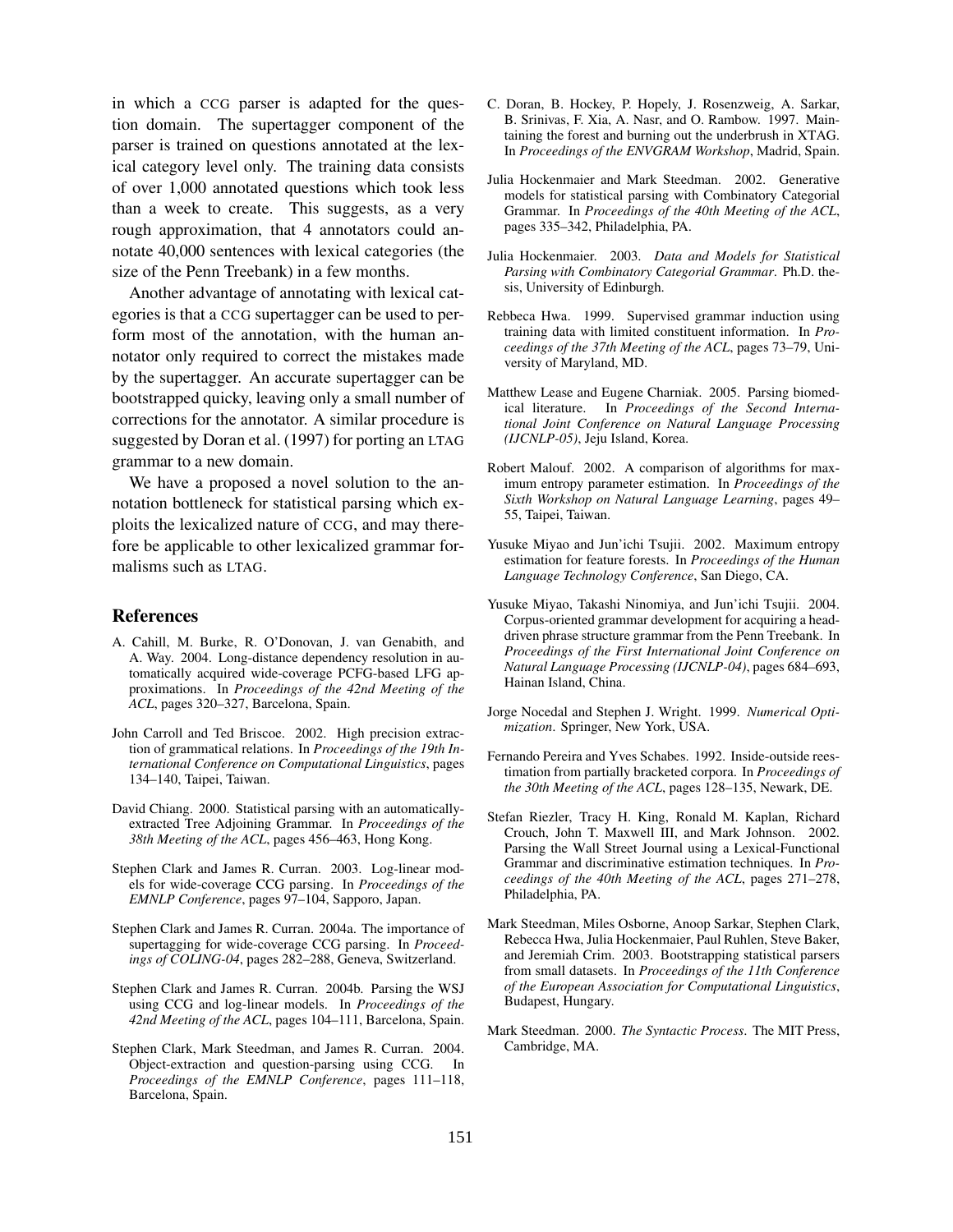in which a CCG parser is adapted for the question domain. The supertagger component of the parser is trained on questions annotated at the lexical category level only. The training data consists of over 1,000 annotated questions which took less than a week to create. This suggests, as a very rough approximation, that 4 annotators could annotate 40,000 sentences with lexical categories (the size of the Penn Treebank) in a few months.

Another advantage of annotating with lexical categories is that a CCG supertagger can be used to perform most of the annotation, with the human annotator only required to correct the mistakes made by the supertagger. An accurate supertagger can be bootstrapped quicky, leaving only a small number of corrections for the annotator. A similar procedure is suggested by Doran et al. (1997) for porting an LTAG grammar to a new domain.

We have a proposed a novel solution to the annotation bottleneck for statistical parsing which exploits the lexicalized nature of CCG, and may therefore be applicable to other lexicalized grammar formalisms such as LTAG.

## References

A. Cahill, M. Burke, R. O'Donovan, J. van Genabith, and A. Way. 2004. Long-distance dependency resolution in automatically acquired wide-coverage PCFG-based LFG approximations. In *Proceedings of the 42nd Meeting of the ACL*, pages 320–327, Barcelona, Spain.

John Carroll and Ted Briscoe. 2002. High precision extraction of grammatical relations. In *Proceedings of the 19th International Conference on Computational Linguistics*, pages 134–140, Taipei, Taiwan.

David Chiang. 2000. Statistical parsing with an automatically-extracted Tree Adjoining Grammar. In *Proceedings of the 38th Meeting of the ACL*, pages 456–463, Hong Kong.

Stephen Clark and James R. Curran. 2003. Log-linear models for wide-coverage CCG parsing. In *Proceedings of the EMNLP Conference*, pages 97–104, Sapporo, Japan.

Stephen Clark and James R. Curran. 2004a. The importance of supertagging for wide-coverage CCG parsing. In *Proceedings of COLING-04*, pages 282–288, Geneva, Switzerland.

Stephen Clark and James R. Curran. 2004b. Parsing the WSJ using CCG and log-linear models. In *Proceedings of the 42nd Meeting of the ACL*, pages 104–111, Barcelona, Spain.

Stephen Clark, Mark Steedman, and James R. Curran. 2004. Object-extraction and question-parsing using CCG. In *Proceedings of the EMNLP Conference*, pages 111–118, Barcelona, Spain.

C. Doran, B. Hockey, P. Hopely, J. Rosenzweig, A. Sarkar, B. Srinivas, F. Xia, A. Nasr, and O. Rambow. 1997. Maintaining the forest and burning out the underbrush in XTAG. In *Proceedings of the ENVGRAM Workshop*, Madrid, Spain.

Julia Hockenmaier and Mark Steedman. 2002. Generative models for statistical parsing with Combinatory Categorial Grammar. In *Proceedings of the 40th Meeting of the ACL*, pages 335–342, Philadelphia, PA.

Julia Hockenmaier. 2003. *Data and Models for Statistical Parsing with Combinatory Categorial Grammar*. Ph.D. thesis, University of Edinburgh.

Rebbeca Hwa. 1999. Supervised grammar induction using training data with limited constituent information. In *Proceedings of the 37th Meeting of the ACL*, pages 73–79, University of Maryland, MD.

Matthew Lease and Eugene Charniak. 2005. Parsing biomedical literature. In *Proceedings of the Second International Joint Conference on Natural Language Processing (IJCNLP-05)*, Jeju Island, Korea.

Robert Malouf. 2002. A comparison of algorithms for maximum entropy parameter estimation. In *Proceedings of the Sixth Workshop on Natural Language Learning*, pages 49–55, Taipei, Taiwan.

Yusuke Miyao and Jun'ichi Tsujii. 2002. Maximum entropy estimation for feature forests. In *Proceedings of the Human Language Technology Conference*, San Diego, CA.

Yusuke Miyao, Takashi Ninomiya, and Jun'ichi Tsujii. 2004. Corpus-oriented grammar development for acquiring a head-driven phrase structure grammar from the Penn Treebank. In *Proceedings of the First International Joint Conference on Natural Language Processing (IJCNLP-04)*, pages 684–693, Hainan Island, China.

Jorge Nocedal and Stephen J. Wright. 1999. *Numerical Optimization*. Springer, New York, USA.

Fernando Pereira and Yves Schabes. 1992. Inside-outside reestimation from partially bracketed corpora. In *Proceedings of the 30th Meeting of the ACL*, pages 128–135, Newark, DE.

Stefan Riezler, Tracy H. King, Ronald M. Kaplan, Richard Crouch, John T. Maxwell III, and Mark Johnson. 2002. Parsing the Wall Street Journal using a Lexical-Functional Grammar and discriminative estimation techniques. In *Proceedings of the 40th Meeting of the ACL*, pages 271–278, Philadelphia, PA.

Mark Steedman, Miles Osborne, Anoop Sarkar, Stephen Clark, Rebecca Hwa, Julia Hockenmaier, Paul Ruhlen, Steve Baker, and Jeremiah Crim. 2003. Bootstrapping statistical parsers from small datasets. In *Proceedings of the 11th Conference of the European Association for Computational Linguistics*, Budapest, Hungary.

Mark Steedman. 2000. *The Syntactic Process*. The MIT Press, Cambridge, MA.